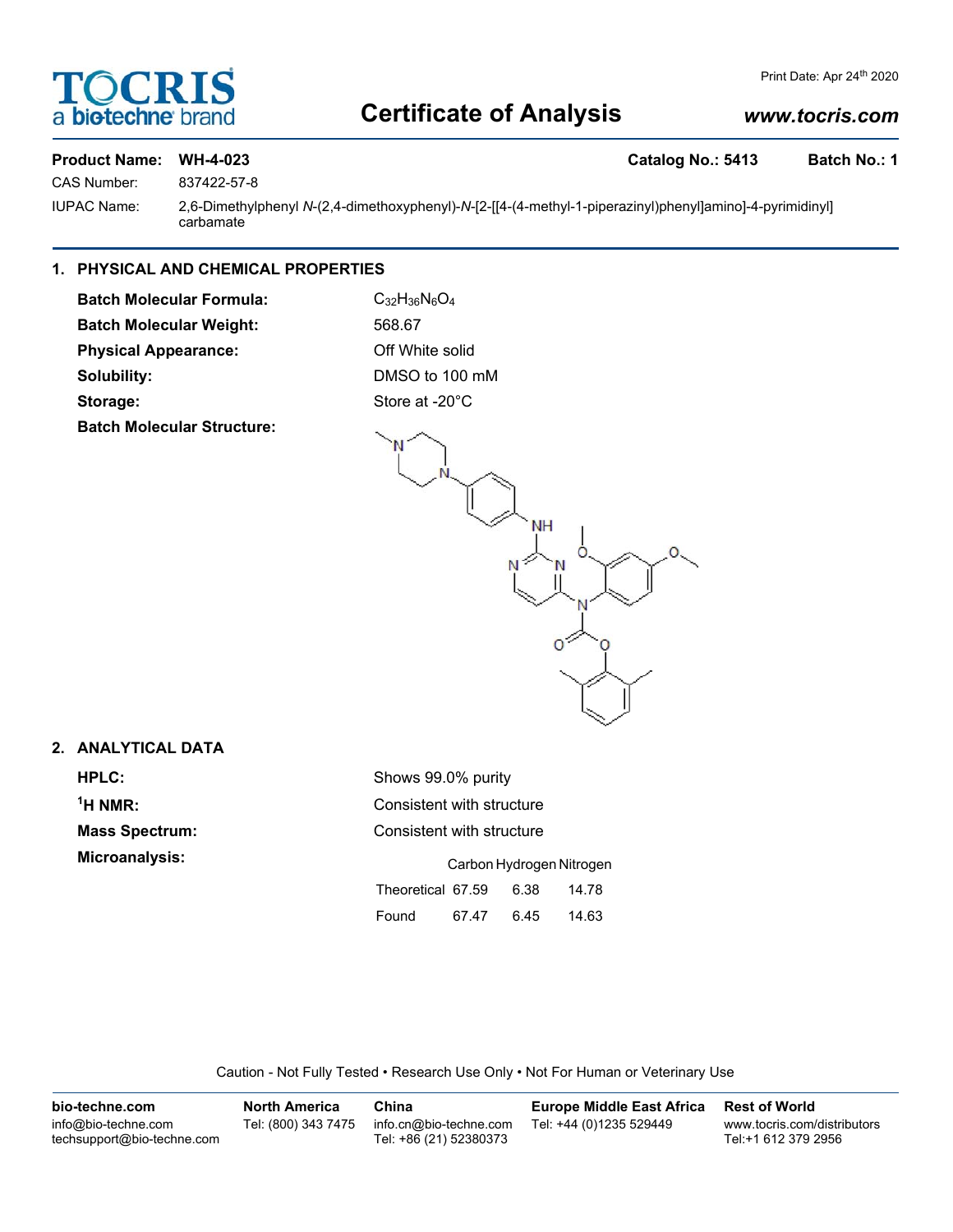# TOCRIS a biotechne brand

Print Date: Apr 24th 2020

# Certificate of Analysis

www.tocris.com

**Product Name: WH-4-023** **Catalog No.: 5413** **Batch No.: 1**

CAS Number: 837422-57-8

IUPAC Name: 2,6-Dimethylphenyl *N*-(2,4-dimethoxyphenyl)-*N*-[2-[[4-(4-methyl-1-piperazinyl)phenyl]amino]-4-pyrimidinyl] carbamate

## 1. PHYSICAL AND CHEMICAL PROPERTIES

**Batch Molecular Formula:** $C_{32}H_{36}N_6O_4$

**Batch Molecular Weight:** 568.67

**Physical Appearance:** Off White solid

**Solubility:** DMSO to 100 mM

**Storage:** Store at -20°C

**Batch Molecular Structure:**

## 2. ANALYTICAL DATA

**HPLC:** Shows 99.0% purity

**$^1$H NMR:** Consistent with structure

**Mass Spectrum:** Consistent with structure

**Microanalysis:**

| | Carbon | Hydrogen | Nitrogen |
|---|---|---|---|
| Theoretical | 67.59 | 6.38 | 14.78 |
| Found | 67.47 | 6.45 | 14.63 |

Caution - Not Fully Tested • Research Use Only • Not For Human or Veterinary Use

**bio-techne.com**
info@bio-techne.com
techsupport@bio-techne.com

**North America**
Tel: (800) 343 7475

**China**
info.cn@bio-techne.com
Tel: +86 (21) 52380373

**Europe Middle East Africa**
Tel: +44 (0)1235 529449

**Rest of World**
www.tocris.com/distributors
Tel:+1 612 379 2956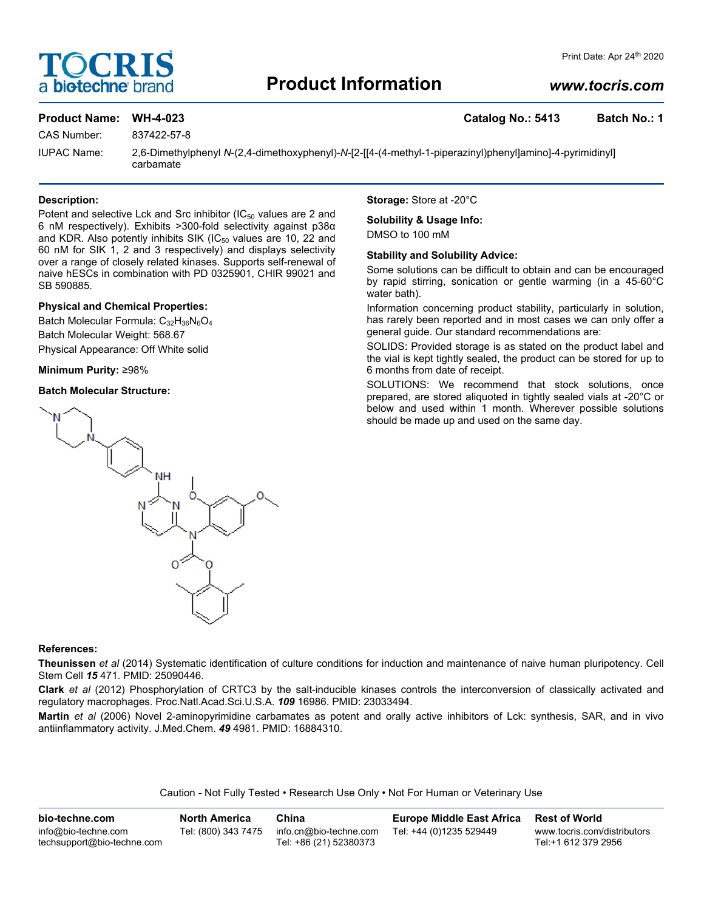# Product Information

Print Date: Apr 24th 2020

www.tocris.com

**Product Name: WH-4-023** **Catalog No.: 5413** **Batch No.: 1**

CAS Number: 837422-57-8

IUPAC Name: 2,6-Dimethylphenyl *N*-(2,4-dimethoxyphenyl)-*N*-[2-[[4-(4-methyl-1-piperazinyl)phenyl]amino]-4-pyrimidinyl] carbamate

### Description:

Potent and selective Lck and Src inhibitor ($IC_{50}$ values are 2 and 6 nM respectively). Exhibits >300-fold selectivity against p38α and KDR. Also potently inhibits SIK ($IC_{50}$ values are 10, 22 and 60 nM for SIK 1, 2 and 3 respectively) and displays selectivity over a range of closely related kinases. Supports self-renewal of naive hESCs in combination with PD 0325901, CHIR 99021 and SB 590885.

### Physical and Chemical Properties:

Batch Molecular Formula: $C_{32}H_{36}N_6O_4$

Batch Molecular Weight: 568.67

Physical Appearance: Off White solid

**Minimum Purity:** ≥98%

### Batch Molecular Structure:

**Storage:** Store at -20°C

### Solubility & Usage Info:

DMSO to 100 mM

### Stability and Solubility Advice:

Some solutions can be difficult to obtain and can be encouraged by rapid stirring, sonication or gentle warming (in a 45-60°C water bath).

Information concerning product stability, particularly in solution, has rarely been reported and in most cases we can only offer a general guide. Our standard recommendations are:

SOLIDS: Provided storage is as stated on the product label and the vial is kept tightly sealed, the product can be stored for up to 6 months from date of receipt.

SOLUTIONS: We recommend that stock solutions, once prepared, are stored aliquoted in tightly sealed vials at -20°C or below and used within 1 month. Wherever possible solutions should be made up and used on the same day.

### References:

**Theunissen** *et al* (2014) Systematic identification of culture conditions for induction and maintenance of naive human pluripotency. Cell Stem Cell ***15*** 471. PMID: 25090446.

**Clark** *et al* (2012) Phosphorylation of CRTC3 by the salt-inducible kinases controls the interconversion of classically activated and regulatory macrophages. Proc.Natl.Acad.Sci.U.S.A. ***109*** 16986. PMID: 23033494.

**Martin** *et al* (2006) Novel 2-aminopyrimidine carbamates as potent and orally active inhibitors of Lck: synthesis, SAR, and in vivo antiinflammatory activity. J.Med.Chem. ***49*** 4981. PMID: 16884310.

Caution - Not Fully Tested • Research Use Only • Not For Human or Veterinary Use

| bio-techne.com | North America | China | Europe Middle East Africa | Rest of World |
|---|---|---|---|---|
| info@bio-techne.com<br>techsupport@bio-techne.com | Tel: (800) 343 7475 | info.cn@bio-techne.com<br>Tel: +86 (21) 52380373 | Tel: +44 (0)1235 529449 | www.tocris.com/distributors<br>Tel:+1 612 379 2956 |